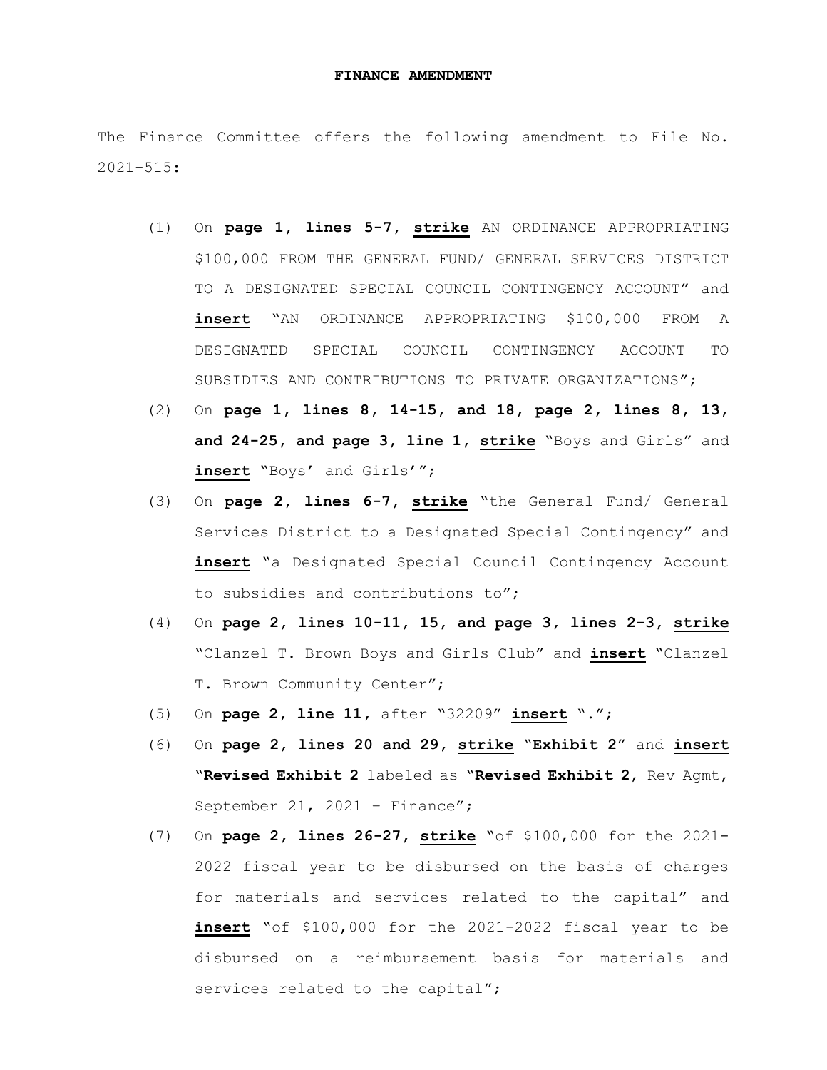**FINANCE AMENDMENT**

The Finance Committee offers the following amendment to File No. 2021-515:

(1) On **page 1, lines 5-7, strike** AN ORDINANCE APPROPRIATING $100,000 FROM THE GENERAL FUND/ GENERAL SERVICES DISTRICT TO A DESIGNATED SPECIAL COUNCIL CONTINGENCY ACCOUNT" and **insert** "AN ORDINANCE APPROPRIATING $100,000 FROM A DESIGNATED SPECIAL COUNCIL CONTINGENCY ACCOUNT TO SUBSIDIES AND CONTRIBUTIONS TO PRIVATE ORGANIZATIONS";

(2) On **page 1, lines 8, 14-15, and 18, page 2, lines 8, 13, and 24-25, and page 3, line 1, strike** "Boys and Girls" and **insert** "Boys' and Girls'";

(3) On **page 2, lines 6-7, strike** "the General Fund/ General Services District to a Designated Special Contingency" and **insert** "a Designated Special Council Contingency Account to subsidies and contributions to";

(4) On **page 2, lines 10-11, 15, and page 3, lines 2-3, strike** "Clanzel T. Brown Boys and Girls Club" and **insert** "Clanzel T. Brown Community Center";

(5) On **page 2, line 11,** after "32209" **insert** ".";

(6) On **page 2, lines 20 and 29, strike** "**Exhibit 2**" and **insert** "**Revised Exhibit 2** labeled as "**Revised Exhibit 2,** Rev Agmt, September 21, 2021 – Finance";

(7) On **page 2, lines 26-27, strike** "of $100,000 for the 2021-2022 fiscal year to be disbursed on the basis of charges for materials and services related to the capital" and **insert** "of $100,000 for the 2021-2022 fiscal year to be disbursed on a reimbursement basis for materials and services related to the capital";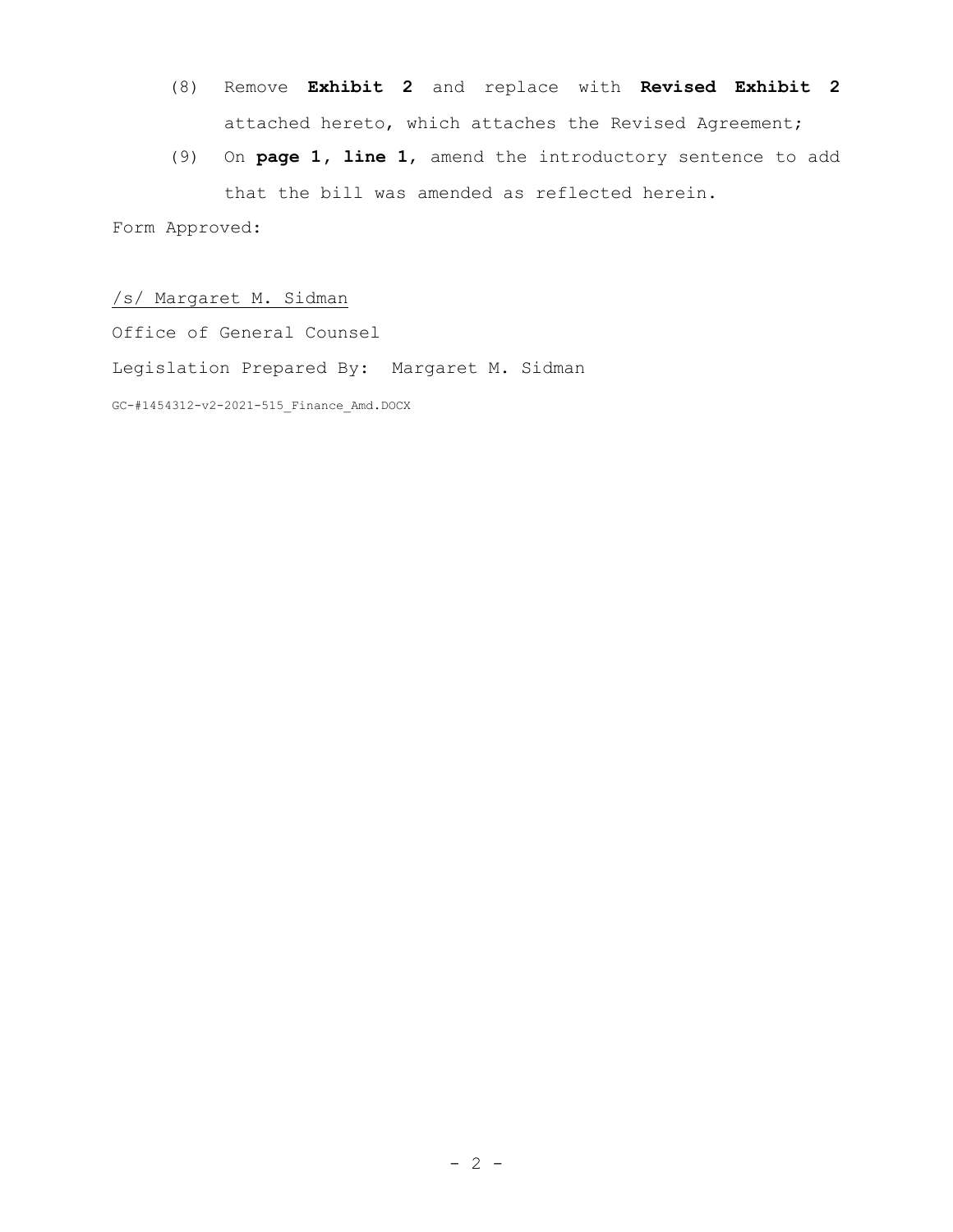(8) Remove **Exhibit 2** and replace with **Revised Exhibit 2** attached hereto, which attaches the Revised Agreement;

(9) On **page 1, line 1**, amend the introductory sentence to add that the bill was amended as reflected herein.

Form Approved:

/s/ Margaret M. Sidman

Office of General Counsel

Legislation Prepared By: Margaret M. Sidman

GC-#1454312-v2-2021-515_Finance_Amd.DOCX